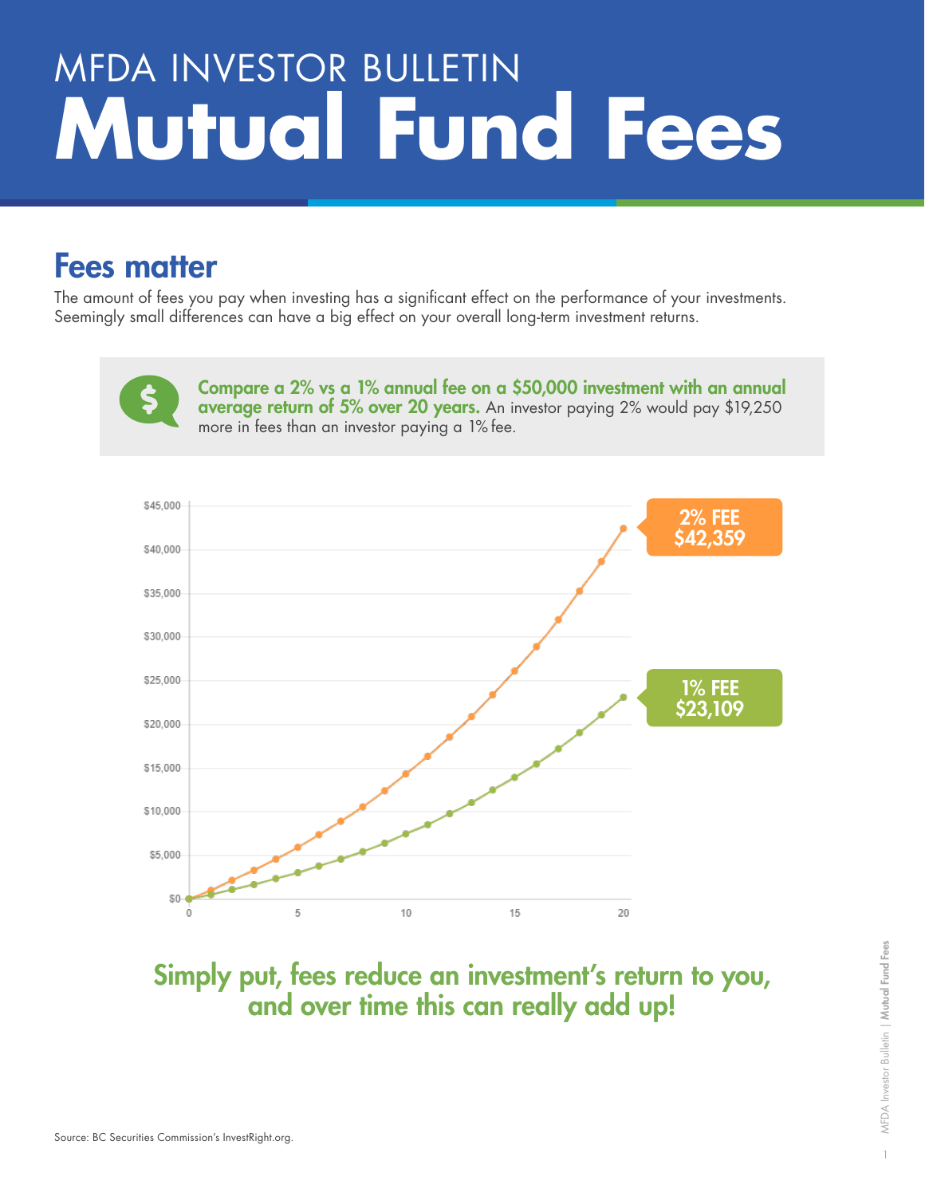MFDA INVESTOR BULLETIN

# Mutual Fund Fees

## Fees matter

The amount of fees you pay when investing has a significant effect on the performance of your investments. Seemingly small differences can have a big effect on your overall long-term investment returns.

**Compare a 2% vs a 1% annual fee on a $50,000 investment with an annual average return of 5% over 20 years.** An investor paying 2% would pay $19,250 more in fees than an investor paying a 1% fee.

2% FEE $42,359

1% FEE $23,109

**Simply put, fees reduce an investment's return to you, and over time this can really add up!**

Source: BC Securities Commission's InvestRight.org.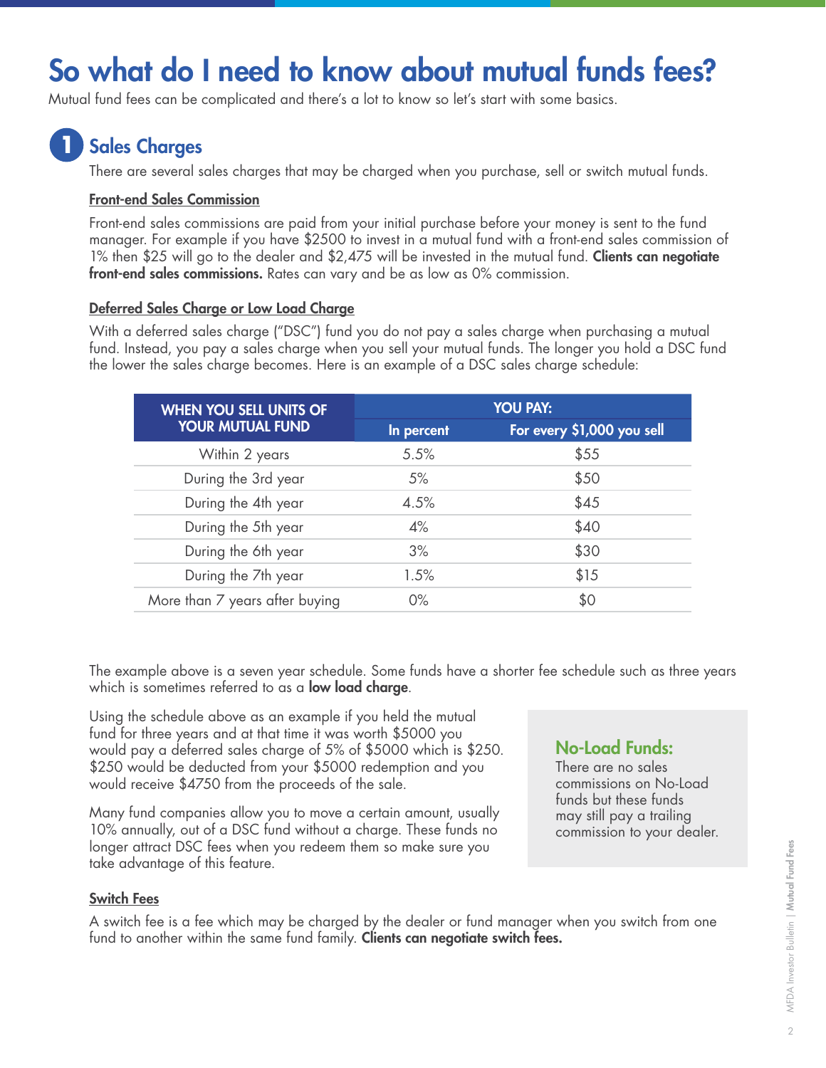# So what do I need to know about mutual funds fees?

Mutual fund fees can be complicated and there's a lot to know so let's start with some basics.

## 1 Sales Charges

There are several sales charges that may be charged when you purchase, sell or switch mutual funds.

### Front-end Sales Commission

Front-end sales commissions are paid from your initial purchase before your money is sent to the fund manager. For example if you have $2500 to invest in a mutual fund with a front-end sales commission of 1% then $25 will go to the dealer and $2,475 will be invested in the mutual fund. **Clients can negotiate front-end sales commissions.** Rates can vary and be as low as 0% commission.

### Deferred Sales Charge or Low Load Charge

With a deferred sales charge ("DSC") fund you do not pay a sales charge when purchasing a mutual fund. Instead, you pay a sales charge when you sell your mutual funds. The longer you hold a DSC fund the lower the sales charge becomes. Here is an example of a DSC sales charge schedule:

| WHEN YOU SELL UNITS OF YOUR MUTUAL FUND | YOU PAY: | |
|---|---|---|
| | In percent | For every $1,000 you sell |
| Within 2 years | 5.5% | $55 |
| During the 3rd year | 5% | $50 |
| During the 4th year | 4.5% | $45 |
| During the 5th year | 4% | $40 |
| During the 6th year | 3% | $30 |
| During the 7th year | 1.5% | $15 |
| More than 7 years after buying | 0% | $0 |

The example above is a seven year schedule. Some funds have a shorter fee schedule such as three years which is sometimes referred to as a **low load charge**.

Using the schedule above as an example if you held the mutual fund for three years and at that time it was worth $5000 you would pay a deferred sales charge of 5% of $5000 which is $250. $250 would be deducted from your $5000 redemption and you would receive $4750 from the proceeds of the sale.

Many fund companies allow you to move a certain amount, usually 10% annually, out of a DSC fund without a charge. These funds no longer attract DSC fees when you redeem them so make sure you take advantage of this feature.

**No-Load Funds:**
There are no sales commissions on No-Load funds but these funds may still pay a trailing commission to your dealer.

### Switch Fees

A switch fee is a fee which may be charged by the dealer or fund manager when you switch from one fund to another within the same fund family. **Clients can negotiate switch fees.**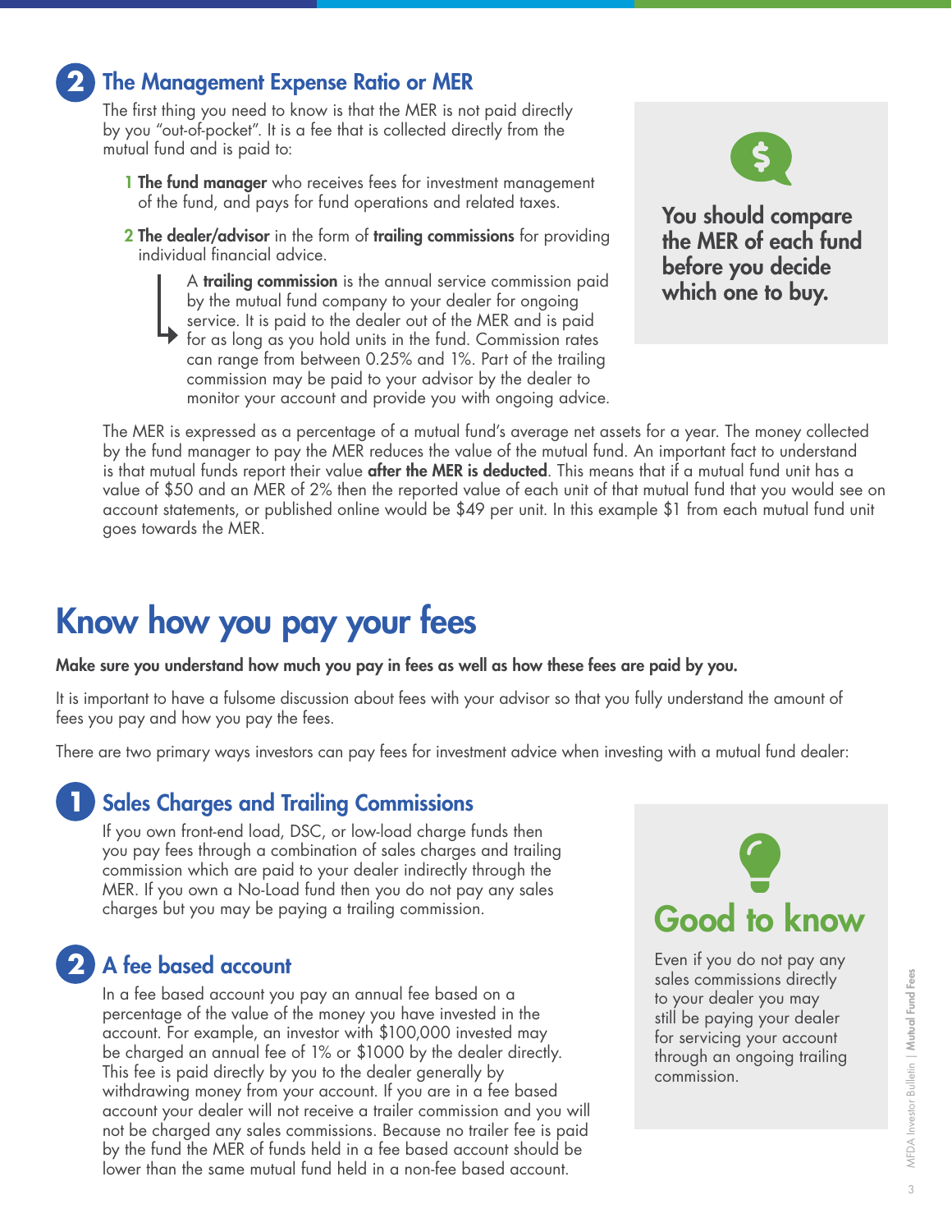## 2 The Management Expense Ratio or MER

The first thing you need to know is that the MER is not paid directly by you "out-of-pocket". It is a fee that is collected directly from the mutual fund and is paid to:

1. **The fund manager** who receives fees for investment management of the fund, and pays for fund operations and related taxes.
2. **The dealer/advisor** in the form of **trailing commissions** for providing individual financial advice.

   A **trailing commission** is the annual service commission paid by the mutual fund company to your dealer for ongoing service. It is paid to the dealer out of the MER and is paid for as long as you hold units in the fund. Commission rates can range from between 0.25% and 1%. Part of the trailing commission may be paid to your advisor by the dealer to monitor your account and provide you with ongoing advice.

**You should compare the MER of each fund before you decide which one to buy.**

The MER is expressed as a percentage of a mutual fund's average net assets for a year. The money collected by the fund manager to pay the MER reduces the value of the mutual fund. An important fact to understand is that mutual funds report their value **after the MER is deducted**. This means that if a mutual fund unit has a value of $50 and an MER of 2% then the reported value of each unit of that mutual fund that you would see on account statements, or published online would be $49 per unit. In this example $1 from each mutual fund unit goes towards the MER.

# Know how you pay your fees

**Make sure you understand how much you pay in fees as well as how these fees are paid by you.**

It is important to have a fulsome discussion about fees with your advisor so that you fully understand the amount of fees you pay and how you pay the fees.

There are two primary ways investors can pay fees for investment advice when investing with a mutual fund dealer:

## 1 Sales Charges and Trailing Commissions

If you own front-end load, DSC, or low-load charge funds then you pay fees through a combination of sales charges and trailing commission which are paid to your dealer indirectly through the MER. If you own a No-Load fund then you do not pay any sales charges but you may be paying a trailing commission.

## 2 A fee based account

In a fee based account you pay an annual fee based on a percentage of the value of the money you have invested in the account. For example, an investor with $100,000 invested may be charged an annual fee of 1% or $1000 by the dealer directly. This fee is paid directly by you to the dealer generally by withdrawing money from your account. If you are in a fee based account your dealer will not receive a trailer commission and you will not be charged any sales commissions. Because no trailer fee is paid by the fund the MER of funds held in a fee based account should be lower than the same mutual fund held in a non-fee based account.

### Good to know

Even if you do not pay any sales commissions directly to your dealer you may still be paying your dealer for servicing your account through an ongoing trailing commission.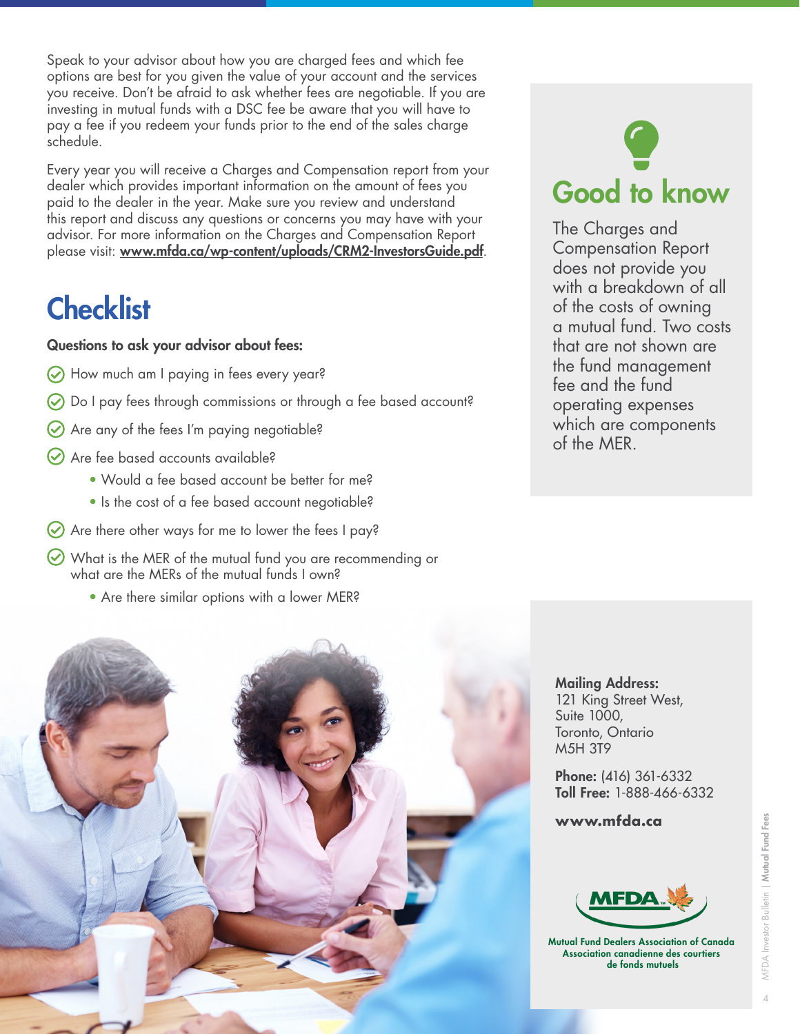Speak to your advisor about how you are charged fees and which fee options are best for you given the value of your account and the services you receive. Don't be afraid to ask whether fees are negotiable. If you are investing in mutual funds with a DSC fee be aware that you will have to pay a fee if you redeem your funds prior to the end of the sales charge schedule.

Every year you will receive a Charges and Compensation report from your dealer which provides important information on the amount of fees you paid to the dealer in the year. Make sure you review and understand this report and discuss any questions or concerns you may have with your advisor. For more information on the Charges and Compensation Report please visit: **www.mfda.ca/wp-content/uploads/CRM2-InvestorsGuide.pdf**.

# Checklist

**Questions to ask your advisor about fees:**

- How much am I paying in fees every year?
- Do I pay fees through commissions or through a fee based account?
- Are any of the fees I'm paying negotiable?
- Are fee based accounts available?
  - Would a fee based account be better for me?
  - Is the cost of a fee based account negotiable?
- Are there other ways for me to lower the fees I pay?
- What is the MER of the mutual fund you are recommending or what are the MERs of the mutual funds I own?
  - Are there similar options with a lower MER?

## Good to know

The Charges and Compensation Report does not provide you with a breakdown of all of the costs of owning a mutual fund. Two costs that are not shown are the fund management fee and the fund operating expenses which are components of the MER.

**Mailing Address:**
121 King Street West,
Suite 1000,
Toronto, Ontario
M5H 3T9

**Phone:** (416) 361-6332
**Toll Free:** 1-888-466-6332

**www.mfda.ca**

MFDA
Mutual Fund Dealers Association of Canada
Association canadienne des courtiers de fonds mutuels